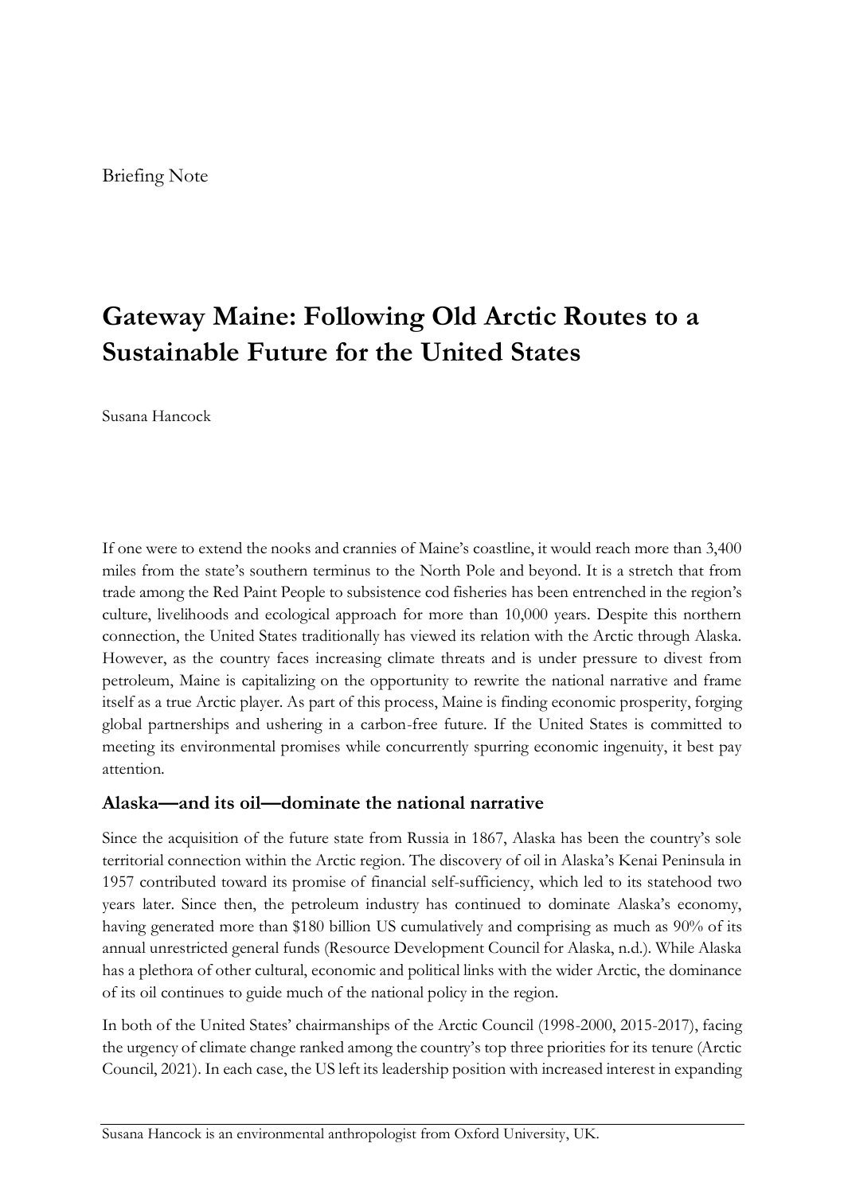Briefing Note

# Gateway Maine: Following Old Arctic Routes to a Sustainable Future for the United States

Susana Hancock

If one were to extend the nooks and crannies of Maine's coastline, it would reach more than 3,400 miles from the state's southern terminus to the North Pole and beyond. It is a stretch that from trade among the Red Paint People to subsistence cod fisheries has been entrenched in the region's culture, livelihoods and ecological approach for more than 10,000 years. Despite this northern connection, the United States traditionally has viewed its relation with the Arctic through Alaska. However, as the country faces increasing climate threats and is under pressure to divest from petroleum, Maine is capitalizing on the opportunity to rewrite the national narrative and frame itself as a true Arctic player. As part of this process, Maine is finding economic prosperity, forging global partnerships and ushering in a carbon-free future. If the United States is committed to meeting its environmental promises while concurrently spurring economic ingenuity, it best pay attention.

## Alaska—and its oil—dominate the national narrative

Since the acquisition of the future state from Russia in 1867, Alaska has been the country's sole territorial connection within the Arctic region. The discovery of oil in Alaska's Kenai Peninsula in 1957 contributed toward its promise of financial self-sufficiency, which led to its statehood two years later. Since then, the petroleum industry has continued to dominate Alaska's economy, having generated more than $180 billion US cumulatively and comprising as much as 90% of its annual unrestricted general funds (Resource Development Council for Alaska, n.d.). While Alaska has a plethora of other cultural, economic and political links with the wider Arctic, the dominance of its oil continues to guide much of the national policy in the region.

In both of the United States' chairmanships of the Arctic Council (1998-2000, 2015-2017), facing the urgency of climate change ranked among the country's top three priorities for its tenure (Arctic Council, 2021). In each case, the US left its leadership position with increased interest in expanding

Susana Hancock is an environmental anthropologist from Oxford University, UK.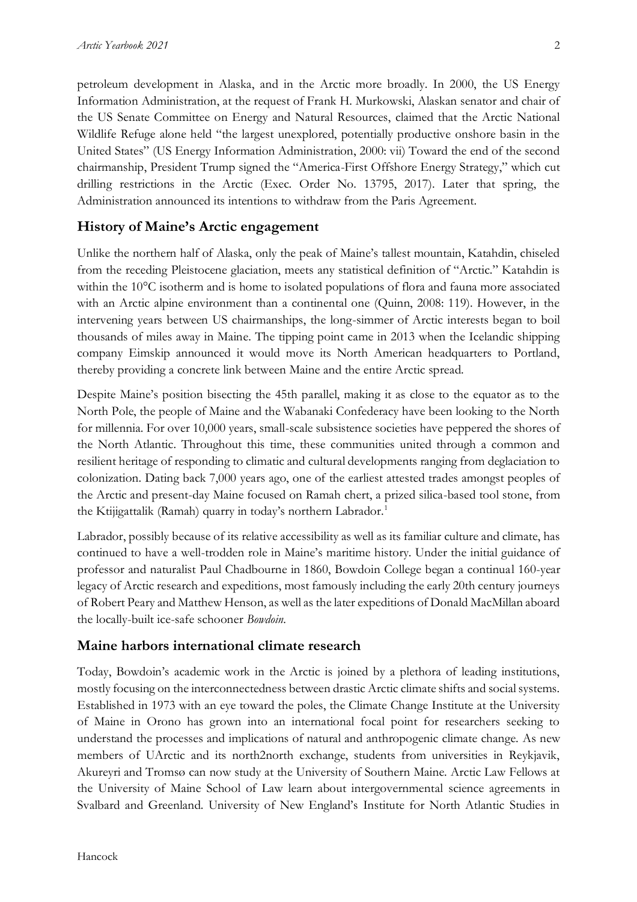petroleum development in Alaska, and in the Arctic more broadly. In 2000, the US Energy Information Administration, at the request of Frank H. Murkowski, Alaskan senator and chair of the US Senate Committee on Energy and Natural Resources, claimed that the Arctic National Wildlife Refuge alone held "the largest unexplored, potentially productive onshore basin in the United States" (US Energy Information Administration, 2000: vii) Toward the end of the second chairmanship, President Trump signed the "America-First Offshore Energy Strategy," which cut drilling restrictions in the Arctic (Exec. Order No. 13795, 2017). Later that spring, the Administration announced its intentions to withdraw from the Paris Agreement.

## History of Maine's Arctic engagement

Unlike the northern half of Alaska, only the peak of Maine's tallest mountain, Katahdin, chiseled from the receding Pleistocene glaciation, meets any statistical definition of "Arctic." Katahdin is within the 10°C isotherm and is home to isolated populations of flora and fauna more associated with an Arctic alpine environment than a continental one (Quinn, 2008: 119). However, in the intervening years between US chairmanships, the long-simmer of Arctic interests began to boil thousands of miles away in Maine. The tipping point came in 2013 when the Icelandic shipping company Eimskip announced it would move its North American headquarters to Portland, thereby providing a concrete link between Maine and the entire Arctic spread.

Despite Maine's position bisecting the 45th parallel, making it as close to the equator as to the North Pole, the people of Maine and the Wabanaki Confederacy have been looking to the North for millennia. For over 10,000 years, small-scale subsistence societies have peppered the shores of the North Atlantic. Throughout this time, these communities united through a common and resilient heritage of responding to climatic and cultural developments ranging from deglaciation to colonization. Dating back 7,000 years ago, one of the earliest attested trades amongst peoples of the Arctic and present-day Maine focused on Ramah chert, a prized silica-based tool stone, from the Ktijigattalik (Ramah) quarry in today's northern Labrador.[1]

Labrador, possibly because of its relative accessibility as well as its familiar culture and climate, has continued to have a well-trodden role in Maine's maritime history. Under the initial guidance of professor and naturalist Paul Chadbourne in 1860, Bowdoin College began a continual 160-year legacy of Arctic research and expeditions, most famously including the early 20th century journeys of Robert Peary and Matthew Henson, as well as the later expeditions of Donald MacMillan aboard the locally-built ice-safe schooner *Bowdoin*.

## Maine harbors international climate research

Today, Bowdoin's academic work in the Arctic is joined by a plethora of leading institutions, mostly focusing on the interconnectedness between drastic Arctic climate shifts and social systems. Established in 1973 with an eye toward the poles, the Climate Change Institute at the University of Maine in Orono has grown into an international focal point for researchers seeking to understand the processes and implications of natural and anthropogenic climate change. As new members of UArctic and its north2north exchange, students from universities in Reykjavik, Akureyri and Tromsø can now study at the University of Southern Maine. Arctic Law Fellows at the University of Maine School of Law learn about intergovernmental science agreements in Svalbard and Greenland. University of New England's Institute for North Atlantic Studies in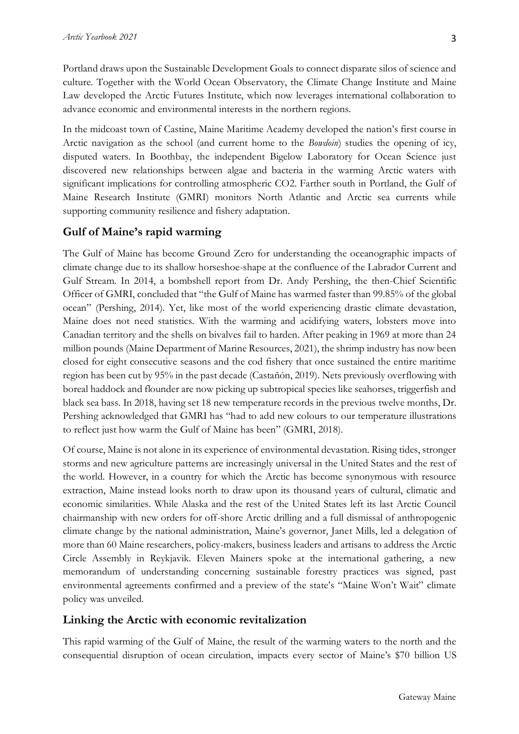Portland draws upon the Sustainable Development Goals to connect disparate silos of science and culture. Together with the World Ocean Observatory, the Climate Change Institute and Maine Law developed the Arctic Futures Institute, which now leverages international collaboration to advance economic and environmental interests in the northern regions.

In the midcoast town of Castine, Maine Maritime Academy developed the nation's first course in Arctic navigation as the school (and current home to the *Bowdoin*) studies the opening of icy, disputed waters. In Boothbay, the independent Bigelow Laboratory for Ocean Science just discovered new relationships between algae and bacteria in the warming Arctic waters with significant implications for controlling atmospheric CO2. Farther south in Portland, the Gulf of Maine Research Institute (GMRI) monitors North Atlantic and Arctic sea currents while supporting community resilience and fishery adaptation.

## Gulf of Maine's rapid warming

The Gulf of Maine has become Ground Zero for understanding the oceanographic impacts of climate change due to its shallow horseshoe-shape at the confluence of the Labrador Current and Gulf Stream. In 2014, a bombshell report from Dr. Andy Pershing, the then-Chief Scientific Officer of GMRI, concluded that "the Gulf of Maine has warmed faster than 99.85% of the global ocean" (Pershing, 2014). Yet, like most of the world experiencing drastic climate devastation, Maine does not need statistics. With the warming and acidifying waters, lobsters move into Canadian territory and the shells on bivalves fail to harden. After peaking in 1969 at more than 24 million pounds (Maine Department of Marine Resources, 2021), the shrimp industry has now been closed for eight consecutive seasons and the cod fishery that once sustained the entire maritime region has been cut by 95% in the past decade (Castañón, 2019). Nets previously overflowing with boreal haddock and flounder are now picking up subtropical species like seahorses, triggerfish and black sea bass. In 2018, having set 18 new temperature records in the previous twelve months, Dr. Pershing acknowledged that GMRI has "had to add new colours to our temperature illustrations to reflect just how warm the Gulf of Maine has been" (GMRI, 2018).

Of course, Maine is not alone in its experience of environmental devastation. Rising tides, stronger storms and new agriculture patterns are increasingly universal in the United States and the rest of the world. However, in a country for which the Arctic has become synonymous with resource extraction, Maine instead looks north to draw upon its thousand years of cultural, climatic and economic similarities. While Alaska and the rest of the United States left its last Arctic Council chairmanship with new orders for off-shore Arctic drilling and a full dismissal of anthropogenic climate change by the national administration, Maine's governor, Janet Mills, led a delegation of more than 60 Maine researchers, policy-makers, business leaders and artisans to address the Arctic Circle Assembly in Reykjavik. Eleven Mainers spoke at the international gathering, a new memorandum of understanding concerning sustainable forestry practices was signed, past environmental agreements confirmed and a preview of the state's "Maine Won't Wait" climate policy was unveiled.

## Linking the Arctic with economic revitalization

This rapid warming of the Gulf of Maine, the result of the warming waters to the north and the consequential disruption of ocean circulation, impacts every sector of Maine's $70 billion US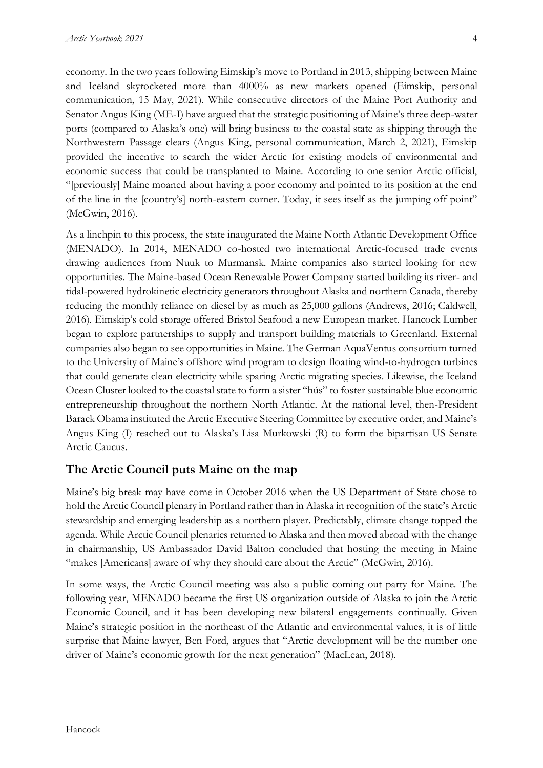economy. In the two years following Eimskip's move to Portland in 2013, shipping between Maine and Iceland skyrocketed more than 4000% as new markets opened (Eimskip, personal communication, 15 May, 2021). While consecutive directors of the Maine Port Authority and Senator Angus King (ME-I) have argued that the strategic positioning of Maine's three deep-water ports (compared to Alaska's one) will bring business to the coastal state as shipping through the Northwestern Passage clears (Angus King, personal communication, March 2, 2021), Eimskip provided the incentive to search the wider Arctic for existing models of environmental and economic success that could be transplanted to Maine. According to one senior Arctic official, "[previously] Maine moaned about having a poor economy and pointed to its position at the end of the line in the [country's] north-eastern corner. Today, it sees itself as the jumping off point" (McGwin, 2016).

As a linchpin to this process, the state inaugurated the Maine North Atlantic Development Office (MENADO). In 2014, MENADO co-hosted two international Arctic-focused trade events drawing audiences from Nuuk to Murmansk. Maine companies also started looking for new opportunities. The Maine-based Ocean Renewable Power Company started building its river- and tidal-powered hydrokinetic electricity generators throughout Alaska and northern Canada, thereby reducing the monthly reliance on diesel by as much as 25,000 gallons (Andrews, 2016; Caldwell, 2016). Eimskip's cold storage offered Bristol Seafood a new European market. Hancock Lumber began to explore partnerships to supply and transport building materials to Greenland. External companies also began to see opportunities in Maine. The German AquaVentus consortium turned to the University of Maine's offshore wind program to design floating wind-to-hydrogen turbines that could generate clean electricity while sparing Arctic migrating species. Likewise, the Iceland Ocean Cluster looked to the coastal state to form a sister "hús" to foster sustainable blue economic entrepreneurship throughout the northern North Atlantic. At the national level, then-President Barack Obama instituted the Arctic Executive Steering Committee by executive order, and Maine's Angus King (I) reached out to Alaska's Lisa Murkowski (R) to form the bipartisan US Senate Arctic Caucus.

## The Arctic Council puts Maine on the map

Maine's big break may have come in October 2016 when the US Department of State chose to hold the Arctic Council plenary in Portland rather than in Alaska in recognition of the state's Arctic stewardship and emerging leadership as a northern player. Predictably, climate change topped the agenda. While Arctic Council plenaries returned to Alaska and then moved abroad with the change in chairmanship, US Ambassador David Balton concluded that hosting the meeting in Maine "makes [Americans] aware of why they should care about the Arctic" (McGwin, 2016).

In some ways, the Arctic Council meeting was also a public coming out party for Maine. The following year, MENADO became the first US organization outside of Alaska to join the Arctic Economic Council, and it has been developing new bilateral engagements continually. Given Maine's strategic position in the northeast of the Atlantic and environmental values, it is of little surprise that Maine lawyer, Ben Ford, argues that "Arctic development will be the number one driver of Maine's economic growth for the next generation" (MacLean, 2018).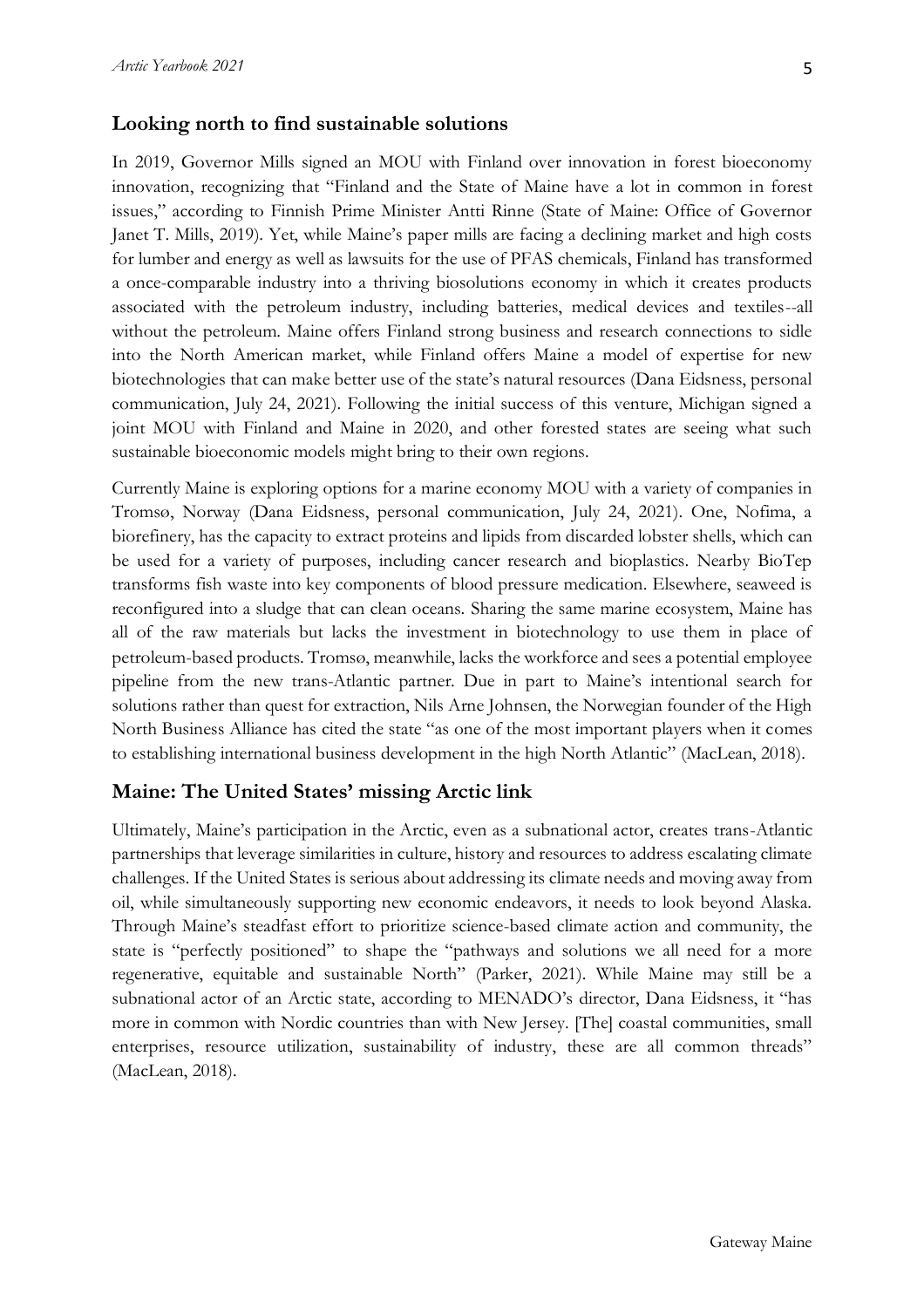## Looking north to find sustainable solutions

In 2019, Governor Mills signed an MOU with Finland over innovation in forest bioeconomy innovation, recognizing that "Finland and the State of Maine have a lot in common in forest issues," according to Finnish Prime Minister Antti Rinne (State of Maine: Office of Governor Janet T. Mills, 2019). Yet, while Maine's paper mills are facing a declining market and high costs for lumber and energy as well as lawsuits for the use of PFAS chemicals, Finland has transformed a once-comparable industry into a thriving biosolutions economy in which it creates products associated with the petroleum industry, including batteries, medical devices and textiles--all without the petroleum. Maine offers Finland strong business and research connections to sidle into the North American market, while Finland offers Maine a model of expertise for new biotechnologies that can make better use of the state's natural resources (Dana Eidsness, personal communication, July 24, 2021). Following the initial success of this venture, Michigan signed a joint MOU with Finland and Maine in 2020, and other forested states are seeing what such sustainable bioeconomic models might bring to their own regions.

Currently Maine is exploring options for a marine economy MOU with a variety of companies in Tromsø, Norway (Dana Eidsness, personal communication, July 24, 2021). One, Nofima, a biorefinery, has the capacity to extract proteins and lipids from discarded lobster shells, which can be used for a variety of purposes, including cancer research and bioplastics. Nearby BioTep transforms fish waste into key components of blood pressure medication. Elsewhere, seaweed is reconfigured into a sludge that can clean oceans. Sharing the same marine ecosystem, Maine has all of the raw materials but lacks the investment in biotechnology to use them in place of petroleum-based products. Tromsø, meanwhile, lacks the workforce and sees a potential employee pipeline from the new trans-Atlantic partner. Due in part to Maine's intentional search for solutions rather than quest for extraction, Nils Arne Johnsen, the Norwegian founder of the High North Business Alliance has cited the state "as one of the most important players when it comes to establishing international business development in the high North Atlantic" (MacLean, 2018).

## Maine: The United States' missing Arctic link

Ultimately, Maine's participation in the Arctic, even as a subnational actor, creates trans-Atlantic partnerships that leverage similarities in culture, history and resources to address escalating climate challenges. If the United States is serious about addressing its climate needs and moving away from oil, while simultaneously supporting new economic endeavors, it needs to look beyond Alaska. Through Maine's steadfast effort to prioritize science-based climate action and community, the state is "perfectly positioned" to shape the "pathways and solutions we all need for a more regenerative, equitable and sustainable North" (Parker, 2021). While Maine may still be a subnational actor of an Arctic state, according to MENADO's director, Dana Eidsness, it "has more in common with Nordic countries than with New Jersey. [The] coastal communities, small enterprises, resource utilization, sustainability of industry, these are all common threads" (MacLean, 2018).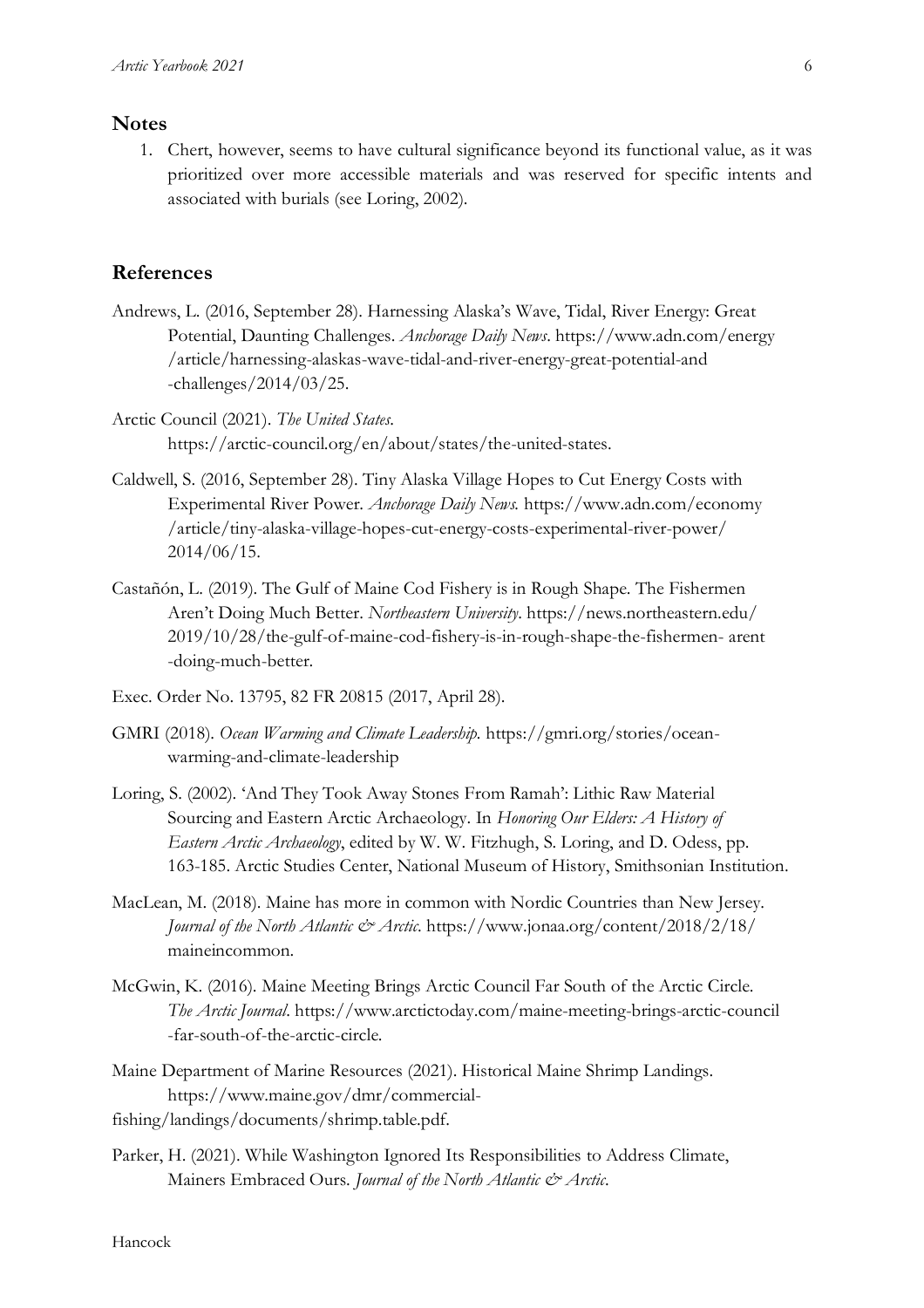## Notes

1. Chert, however, seems to have cultural significance beyond its functional value, as it was prioritized over more accessible materials and was reserved for specific intents and associated with burials (see Loring, 2002).

## References

Andrews, L. (2016, September 28). Harnessing Alaska's Wave, Tidal, River Energy: Great Potential, Daunting Challenges. *Anchorage Daily News*. https://www.adn.com/energy/article/harnessing-alaskas-wave-tidal-and-river-energy-great-potential-and-challenges/2014/03/25.

Arctic Council (2021). *The United States*. https://arctic-council.org/en/about/states/the-united-states.

Caldwell, S. (2016, September 28). Tiny Alaska Village Hopes to Cut Energy Costs with Experimental River Power. *Anchorage Daily News*. https://www.adn.com/economy/article/tiny-alaska-village-hopes-cut-energy-costs-experimental-river-power/2014/06/15.

Castañón, L. (2019). The Gulf of Maine Cod Fishery is in Rough Shape. The Fishermen Aren't Doing Much Better. *Northeastern University*. https://news.northeastern.edu/2019/10/28/the-gulf-of-maine-cod-fishery-is-in-rough-shape-the-fishermen- arent-doing-much-better.

Exec. Order No. 13795, 82 FR 20815 (2017, April 28).

GMRI (2018). *Ocean Warming and Climate Leadership*. https://gmri.org/stories/ocean-warming-and-climate-leadership

Loring, S. (2002). 'And They Took Away Stones From Ramah': Lithic Raw Material Sourcing and Eastern Arctic Archaeology. In *Honoring Our Elders: A History of Eastern Arctic Archaeology*, edited by W. W. Fitzhugh, S. Loring, and D. Odess, pp. 163-185. Arctic Studies Center, National Museum of History, Smithsonian Institution.

MacLean, M. (2018). Maine has more in common with Nordic Countries than New Jersey. *Journal of the North Atlantic & Arctic*. https://www.jonaa.org/content/2018/2/18/maineincommon.

McGwin, K. (2016). Maine Meeting Brings Arctic Council Far South of the Arctic Circle. *The Arctic Journal*. https://www.arctictoday.com/maine-meeting-brings-arctic-council-far-south-of-the-arctic-circle.

Maine Department of Marine Resources (2021). Historical Maine Shrimp Landings. https://www.maine.gov/dmr/commercial-fishing/landings/documents/shrimp.table.pdf.

Parker, H. (2021). While Washington Ignored Its Responsibilities to Address Climate, Mainers Embraced Ours. *Journal of the North Atlantic & Arctic*.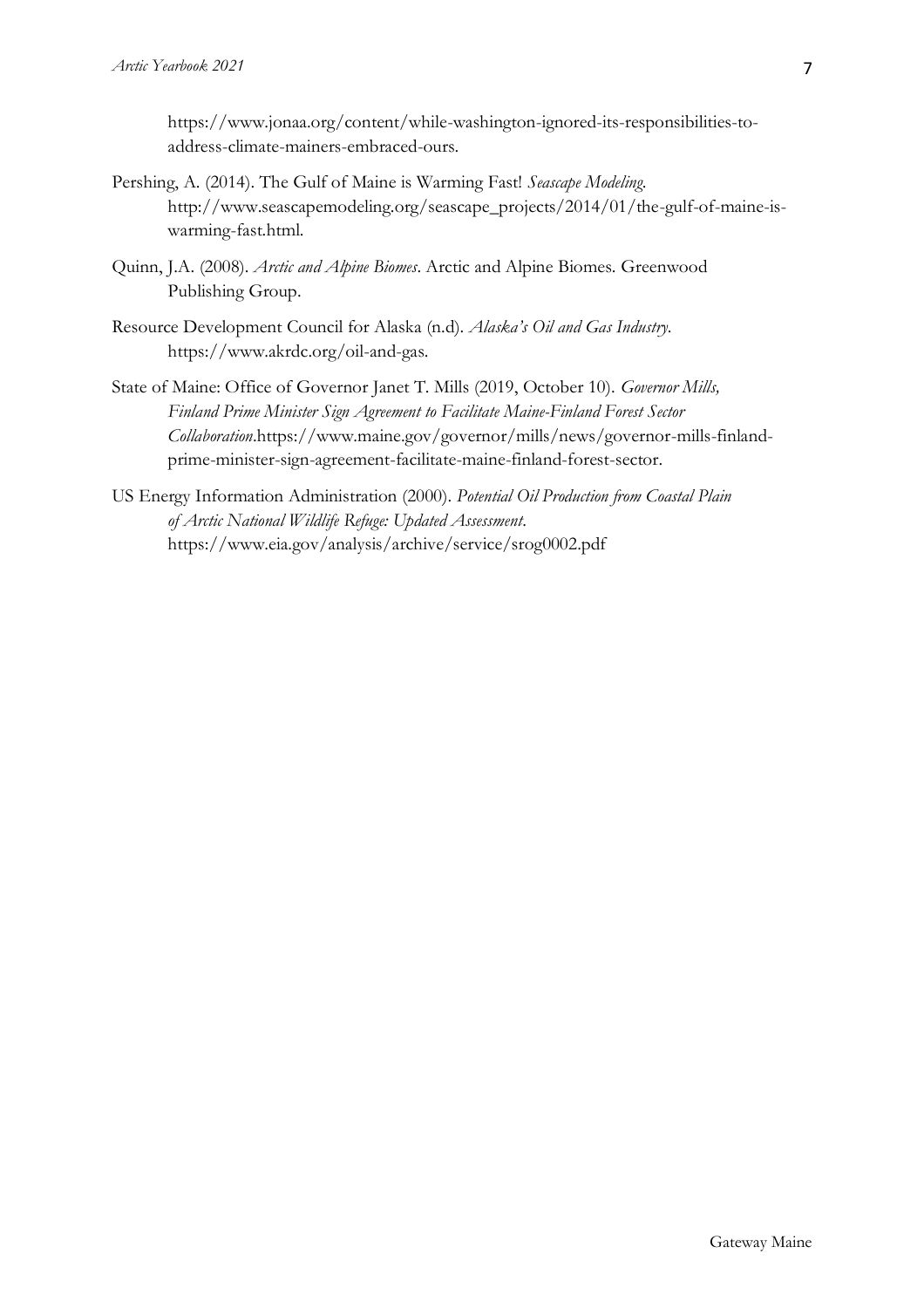https://www.jonaa.org/content/while-washington-ignored-its-responsibilities-to-address-climate-mainers-embraced-ours.

Pershing, A. (2014). The Gulf of Maine is Warming Fast! *Seascape Modeling*. http://www.seascapemodeling.org/seascape_projects/2014/01/the-gulf-of-maine-is-warming-fast.html.

Quinn, J.A. (2008). *Arctic and Alpine Biomes*. Arctic and Alpine Biomes. Greenwood Publishing Group.

Resource Development Council for Alaska (n.d). *Alaska's Oil and Gas Industry*. https://www.akrdc.org/oil-and-gas.

State of Maine: Office of Governor Janet T. Mills (2019, October 10). *Governor Mills, Finland Prime Minister Sign Agreement to Facilitate Maine-Finland Forest Sector Collaboration*.https://www.maine.gov/governor/mills/news/governor-mills-finland-prime-minister-sign-agreement-facilitate-maine-finland-forest-sector.

US Energy Information Administration (2000). *Potential Oil Production from Coastal Plain of Arctic National Wildlife Refuge: Updated Assessment*. https://www.eia.gov/analysis/archive/service/srog0002.pdf